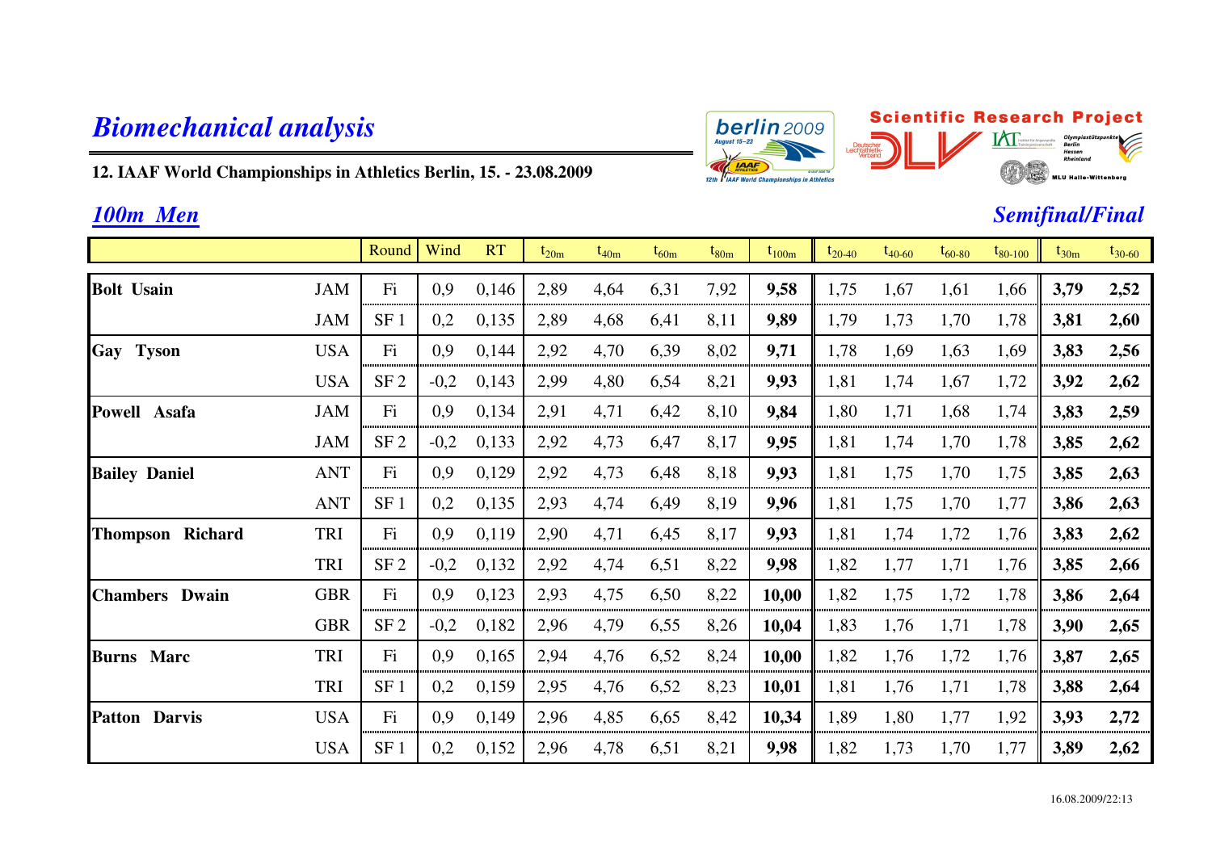# *Biomechanical analysis*

**12. IAAF World Championships in Athletics Berlin, 15. - 23.08.2009**

**Scientific Research Project**

## *100m Men*

## *Semifinal/Final*

| | | Round | Wind | RT | $t_{20m}$ | $t_{40m}$ | $t_{60m}$ | $t_{80m}$ | $t_{100m}$ | $t_{20-40}$ | $t_{40-60}$ | $t_{60-80}$ | $t_{80-100}$ | $t_{30m}$ | $t_{30-60}$ |
|---|---|---|---|---|---|---|---|---|---|---|---|---|---|---|---|
| **Bolt Usain** | JAM | Fi | 0,9 | 0,146 | 2,89 | 4,64 | 6,31 | 7,92 | **9,58** | 1,75 | 1,67 | 1,61 | 1,66 | **3,79** | **2,52** |
| | JAM | SF 1 | 0,2 | 0,135 | 2,89 | 4,68 | 6,41 | 8,11 | **9,89** | 1,79 | 1,73 | 1,70 | 1,78 | **3,81** | **2,60** |
| **Gay Tyson** | USA | Fi | 0,9 | 0,144 | 2,92 | 4,70 | 6,39 | 8,02 | **9,71** | 1,78 | 1,69 | 1,63 | 1,69 | **3,83** | **2,56** |
| | USA | SF 2 | -0,2 | 0,143 | 2,99 | 4,80 | 6,54 | 8,21 | **9,93** | 1,81 | 1,74 | 1,67 | 1,72 | **3,92** | **2,62** |
| **Powell Asafa** | JAM | Fi | 0,9 | 0,134 | 2,91 | 4,71 | 6,42 | 8,10 | **9,84** | 1,80 | 1,71 | 1,68 | 1,74 | **3,83** | **2,59** |
| | JAM | SF 2 | -0,2 | 0,133 | 2,92 | 4,73 | 6,47 | 8,17 | **9,95** | 1,81 | 1,74 | 1,70 | 1,78 | **3,85** | **2,62** |
| **Bailey Daniel** | ANT | Fi | 0,9 | 0,129 | 2,92 | 4,73 | 6,48 | 8,18 | **9,93** | 1,81 | 1,75 | 1,70 | 1,75 | **3,85** | **2,63** |
| | ANT | SF 1 | 0,2 | 0,135 | 2,93 | 4,74 | 6,49 | 8,19 | **9,96** | 1,81 | 1,75 | 1,70 | 1,77 | **3,86** | **2,63** |
| **Thompson Richard** | TRI | Fi | 0,9 | 0,119 | 2,90 | 4,71 | 6,45 | 8,17 | **9,93** | 1,81 | 1,74 | 1,72 | 1,76 | **3,83** | **2,62** |
| | TRI | SF 2 | -0,2 | 0,132 | 2,92 | 4,74 | 6,51 | 8,22 | **9,98** | 1,82 | 1,77 | 1,71 | 1,76 | **3,85** | **2,66** |
| **Chambers Dwain** | GBR | Fi | 0,9 | 0,123 | 2,93 | 4,75 | 6,50 | 8,22 | **10,00** | 1,82 | 1,75 | 1,72 | 1,78 | **3,86** | **2,64** |
| | GBR | SF 2 | -0,2 | 0,182 | 2,96 | 4,79 | 6,55 | 8,26 | **10,04** | 1,83 | 1,76 | 1,71 | 1,78 | **3,90** | **2,65** |
| **Burns Marc** | TRI | Fi | 0,9 | 0,165 | 2,94 | 4,76 | 6,52 | 8,24 | **10,00** | 1,82 | 1,76 | 1,72 | 1,76 | **3,87** | **2,65** |
| | TRI | SF 1 | 0,2 | 0,159 | 2,95 | 4,76 | 6,52 | 8,23 | **10,01** | 1,81 | 1,76 | 1,71 | 1,78 | **3,88** | **2,64** |
| **Patton Darvis** | USA | Fi | 0,9 | 0,149 | 2,96 | 4,85 | 6,65 | 8,42 | **10,34** | 1,89 | 1,80 | 1,77 | 1,92 | **3,93** | **2,72** |
| | USA | SF 1 | 0,2 | 0,152 | 2,96 | 4,78 | 6,51 | 8,21 | **9,98** | 1,82 | 1,73 | 1,70 | 1,77 | **3,89** | **2,62** |

16.08.2009/22:13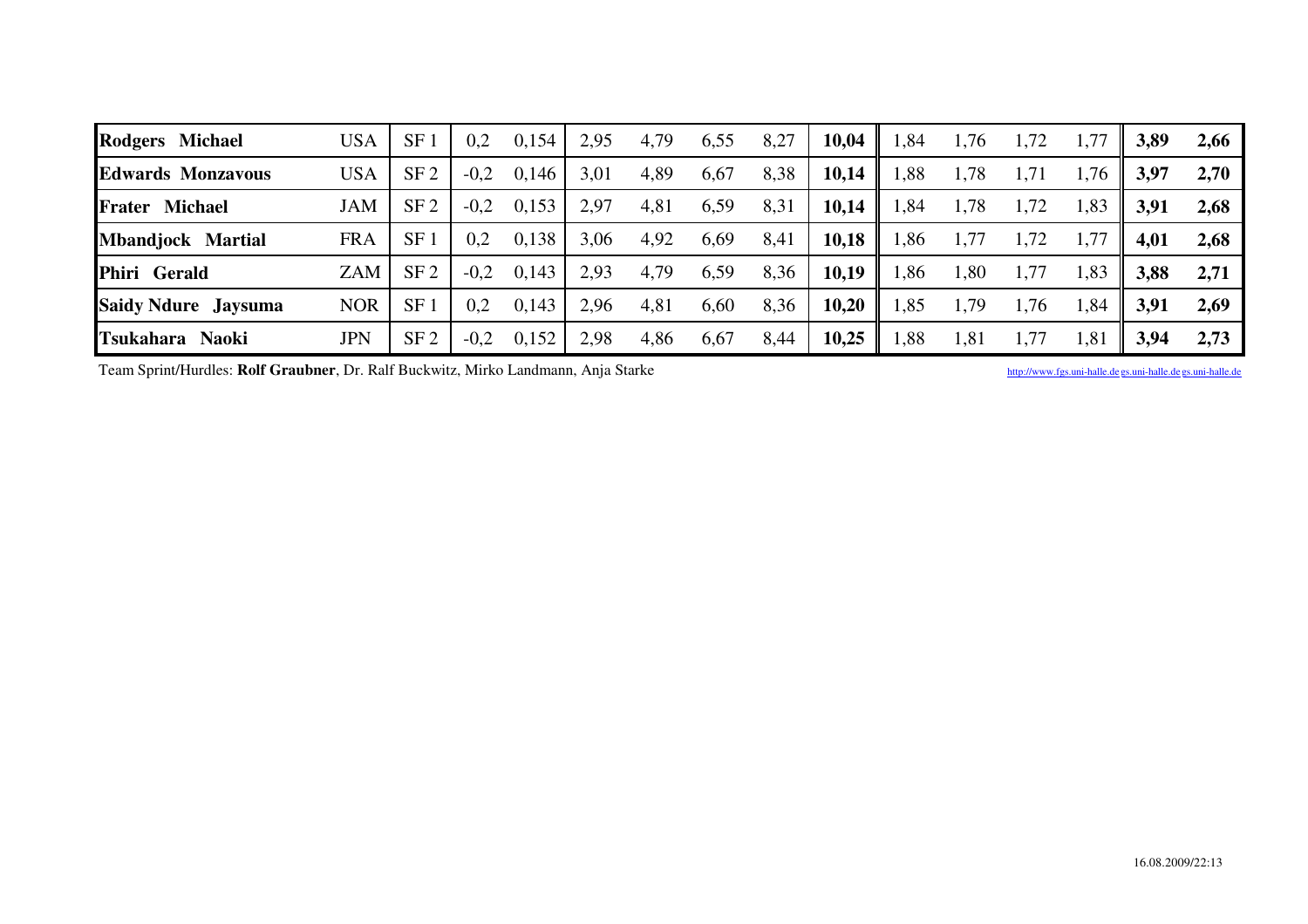| | | | | | | | | | | | | | | | | |
|---|---|---|---|---|---|---|---|---|---|---|---|---|---|---|---|---|
| **Rodgers Michael** | USA | SF 1 | 0,2 | 0,154 | 2,95 | 4,79 | 6,55 | 8,27 | **10,04** | 1,84 | 1,76 | 1,72 | 1,77 | **3,89** | **2,66** |
| **Edwards Monzavous** | USA | SF 2 | -0,2 | 0,146 | 3,01 | 4,89 | 6,67 | 8,38 | **10,14** | 1,88 | 1,78 | 1,71 | 1,76 | **3,97** | **2,70** |
| **Frater Michael** | JAM | SF 2 | -0,2 | 0,153 | 2,97 | 4,81 | 6,59 | 8,31 | **10,14** | 1,84 | 1,78 | 1,72 | 1,83 | **3,91** | **2,68** |
| **Mbandjock Martial** | FRA | SF 1 | 0,2 | 0,138 | 3,06 | 4,92 | 6,69 | 8,41 | **10,18** | 1,86 | 1,77 | 1,72 | 1,77 | **4,01** | **2,68** |
| **Phiri Gerald** | ZAM | SF 2 | -0,2 | 0,143 | 2,93 | 4,79 | 6,59 | 8,36 | **10,19** | 1,86 | 1,80 | 1,77 | 1,83 | **3,88** | **2,71** |
| **Saidy Ndure Jaysuma** | NOR | SF 1 | 0,2 | 0,143 | 2,96 | 4,81 | 6,60 | 8,36 | **10,20** | 1,85 | 1,79 | 1,76 | 1,84 | **3,91** | **2,69** |
| **Tsukahara Naoki** | JPN | SF 2 | -0,2 | 0,152 | 2,98 | 4,86 | 6,67 | 8,44 | **10,25** | 1,88 | 1,81 | 1,77 | 1,81 | **3,94** | **2,73** |

Team Sprint/Hurdles: **Rolf Graubner**, Dr. Ralf Buckwitz, Mirko Landmann, Anja Starke

http://www.fgs.uni-halle.de gs.uni-halle.de gs.uni-halle.de

16.08.2009/22:13